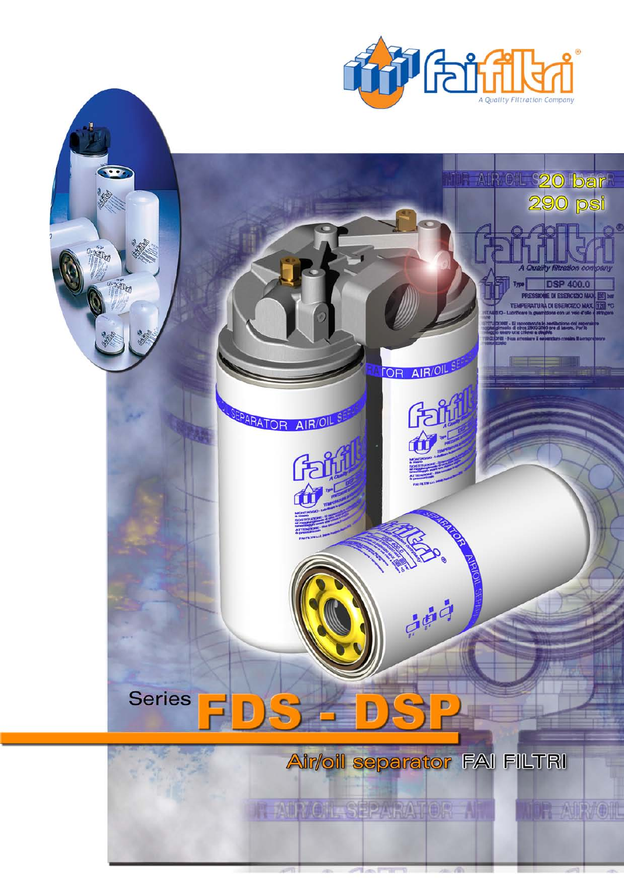faifiltri

A Quality Filtration Company

20 bar
290 psi

# Series FDS - DSP

## Air/oil separator FAI FILTRI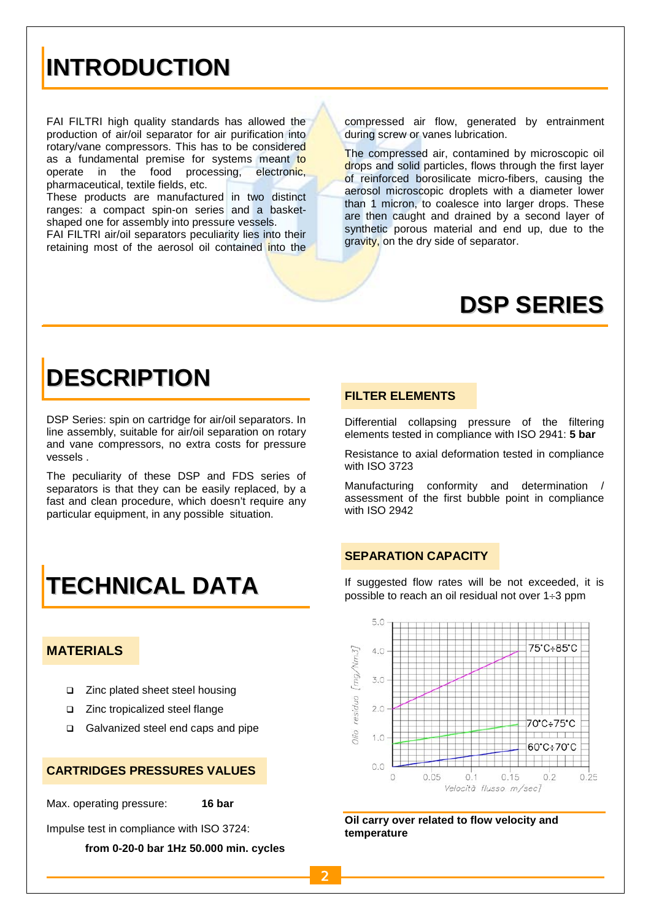# INTRODUCTION

FAI FILTRI high quality standards has allowed the production of air/oil separator for air purification into rotary/vane compressors. This has to be considered as a fundamental premise for systems meant to operate in the food processing, electronic, pharmaceutical, textile fields, etc.
These products are manufactured in two distinct ranges: a compact spin-on series and a basket-shaped one for assembly into pressure vessels.
FAI FILTRI air/oil separators peculiarity lies into their retaining most of the aerosol oil contained into the compressed air flow, generated by entrainment during screw or vanes lubrication.

The compressed air, contamined by microscopic oil drops and solid particles, flows through the first layer of reinforced borosilicate micro-fibers, causing the aerosol microscopic droplets with a diameter lower than 1 micron, to coalesce into larger drops. These are then caught and drained by a second layer of synthetic porous material and end up, due to the gravity, on the dry side of separator.

# DSP SERIES

# DESCRIPTION

DSP Series: spin on cartridge for air/oil separators. In line assembly, suitable for air/oil separation on rotary and vane compressors, no extra costs for pressure vessels .

The peculiarity of these DSP and FDS series of separators is that they can be easily replaced, by a fast and clean procedure, which doesn't require any particular equipment, in any possible situation.

# TECHNICAL DATA

### MATERIALS

- Zinc plated sheet steel housing
- Zinc tropicalized steel flange
- Galvanized steel end caps and pipe

### CARTRIDGES PRESSURES VALUES

Max. operating pressure: **16 bar**

Impulse test in compliance with ISO 3724:

**from 0-20-0 bar 1Hz 50.000 min. cycles**

### FILTER ELEMENTS

Differential collapsing pressure of the filtering elements tested in compliance with ISO 2941: **5 bar**

Resistance to axial deformation tested in compliance with ISO 3723

Manufacturing conformity and determination / assessment of the first bubble point in compliance with ISO 2942

### SEPARATION CAPACITY

If suggested flow rates will be not exceeded, it is possible to reach an oil residual not over 1÷3 ppm

Olio residuo [mg/Nm3]

5.0
4.0
3.0
2.0
1.0
0.0

0
0.05
0.1
0.15
0.2
0.25

Velocità flusso m/sec]

75°C÷85°C
70°C÷75°C
60°C÷70°C

**Oil carry over related to flow velocity and temperature**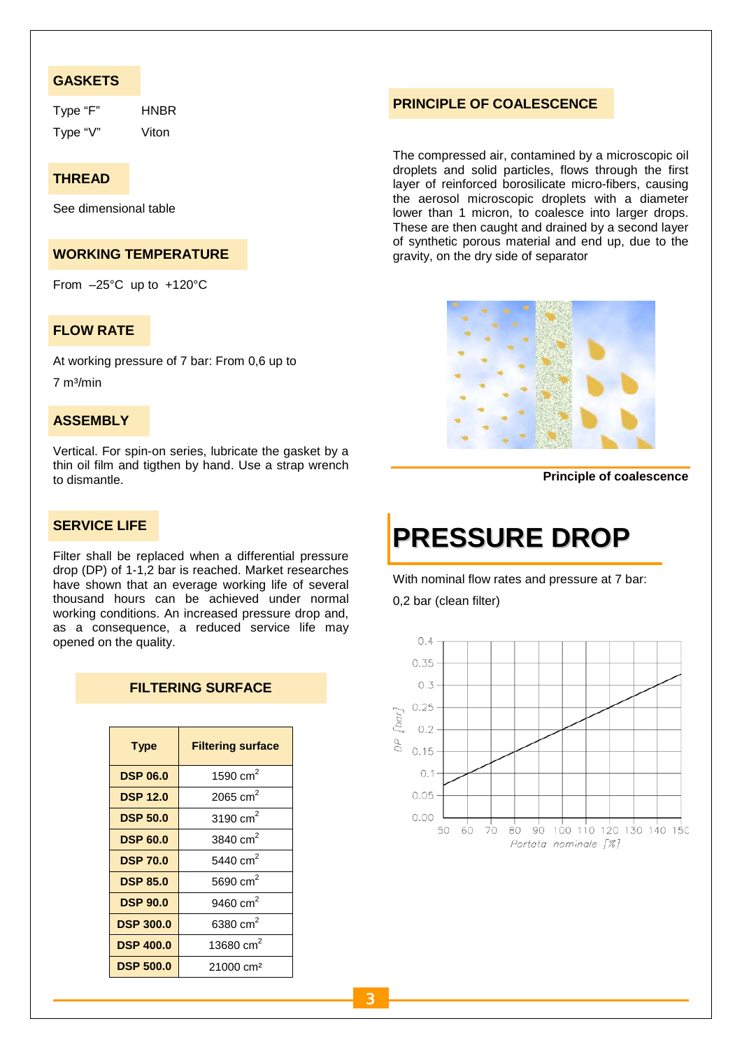## GASKETS

Type “F” HNBR

Type “V” Viton

## THREAD

See dimensional table

## WORKING TEMPERATURE

From –25°C up to +120°C

## FLOW RATE

At working pressure of 7 bar: From 0,6 up to 7 m³/min

## ASSEMBLY

Vertical. For spin-on series, lubricate the gasket by a thin oil film and tigthen by hand. Use a strap wrench to dismantle.

## SERVICE LIFE

Filter shall be replaced when a differential pressure drop (DP) of 1-1,2 bar is reached. Market researches have shown that an everage working life of several thousand hours can be achieved under normal working conditions. An increased pressure drop and, as a consequence, a reduced service life may opened on the quality.

## FILTERING SURFACE

| Type | Filtering surface |
|---|---|
| DSP 06.0 | 1590 cm² |
| DSP 12.0 | 2065 cm² |
| DSP 50.0 | 3190 cm² |
| DSP 60.0 | 3840 cm² |
| DSP 70.0 | 5440 cm² |
| DSP 85.0 | 5690 cm² |
| DSP 90.0 | 9460 cm² |
| DSP 300.0 | 6380 cm² |
| DSP 400.0 | 13680 cm² |
| DSP 500.0 | 21000 cm² |

## PRINCIPLE OF COALESCENCE

The compressed air, contamined by a microscopic oil droplets and solid particles, flows through the first layer of reinforced borosilicate micro-fibers, causing the aerosol microscopic droplets with a diameter lower than 1 micron, to coalesce into larger drops. These are then caught and drained by a second layer of synthetic porous material and end up, due to the gravity, on the dry side of separator

**Principle of coalescence**

# PRESSURE DROP

With nominal flow rates and pressure at 7 bar:

0,2 bar (clean filter)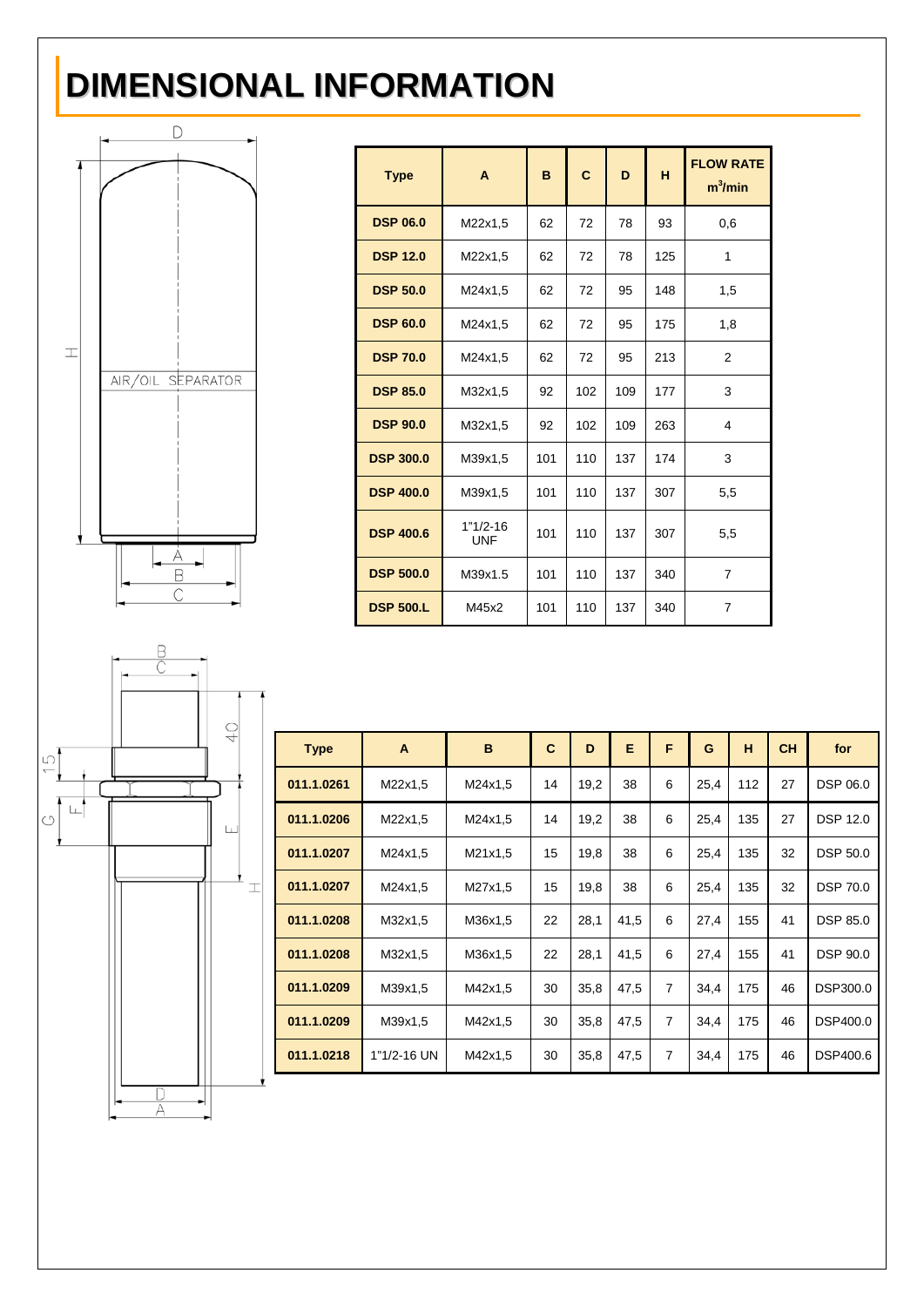# DIMENSIONAL INFORMATION

D

H

AIR/OIL SEPARATOR

A

B

C

| Type | A | B | C | D | H | FLOW RATE $m^3/min$ |
|---|---|---|---|---|---|---|
| **DSP 06.0** | M22x1,5 | 62 | 72 | 78 | 93 | 0,6 |
| **DSP 12.0** | M22x1,5 | 62 | 72 | 78 | 125 | 1 |
| **DSP 50.0** | M24x1,5 | 62 | 72 | 95 | 148 | 1,5 |
| **DSP 60.0** | M24x1,5 | 62 | 72 | 95 | 175 | 1,8 |
| **DSP 70.0** | M24x1,5 | 62 | 72 | 95 | 213 | 2 |
| **DSP 85.0** | M32x1,5 | 92 | 102 | 109 | 177 | 3 |
| **DSP 90.0** | M32x1,5 | 92 | 102 | 109 | 263 | 4 |
| **DSP 300.0** | M39x1,5 | 101 | 110 | 137 | 174 | 3 |
| **DSP 400.0** | M39x1,5 | 101 | 110 | 137 | 307 | 5,5 |
| **DSP 400.6** | 1"1/2-16 UNF | 101 | 110 | 137 | 307 | 5,5 |
| **DSP 500.0** | M39x1.5 | 101 | 110 | 137 | 340 | 7 |
| **DSP 500.L** | M45x2 | 101 | 110 | 137 | 340 | 7 |

B

C

40

15

G

F

E

H

D

A

| Type | A | B | C | D | E | F | G | H | CH | for |
|---|---|---|---|---|---|---|---|---|---|---|
| **011.1.0261** | M22x1,5 | M24x1,5 | 14 | 19,2 | 38 | 6 | 25,4 | 112 | 27 | DSP 06.0 |
| **011.1.0206** | M22x1,5 | M24x1,5 | 14 | 19,2 | 38 | 6 | 25,4 | 135 | 27 | DSP 12.0 |
| **011.1.0207** | M24x1,5 | M21x1,5 | 15 | 19,8 | 38 | 6 | 25,4 | 135 | 32 | DSP 50.0 |
| **011.1.0207** | M24x1,5 | M27x1,5 | 15 | 19,8 | 38 | 6 | 25,4 | 135 | 32 | DSP 70.0 |
| **011.1.0208** | M32x1,5 | M36x1,5 | 22 | 28,1 | 41,5 | 6 | 27,4 | 155 | 41 | DSP 85.0 |
| **011.1.0208** | M32x1,5 | M36x1,5 | 22 | 28,1 | 41,5 | 6 | 27,4 | 155 | 41 | DSP 90.0 |
| **011.1.0209** | M39x1,5 | M42x1,5 | 30 | 35,8 | 47,5 | 7 | 34,4 | 175 | 46 | DSP300.0 |
| **011.1.0209** | M39x1,5 | M42x1,5 | 30 | 35,8 | 47,5 | 7 | 34,4 | 175 | 46 | DSP400.0 |
| **011.1.0218** | 1"1/2-16 UN | M42x1,5 | 30 | 35,8 | 47,5 | 7 | 34,4 | 175 | 46 | DSP400.6 |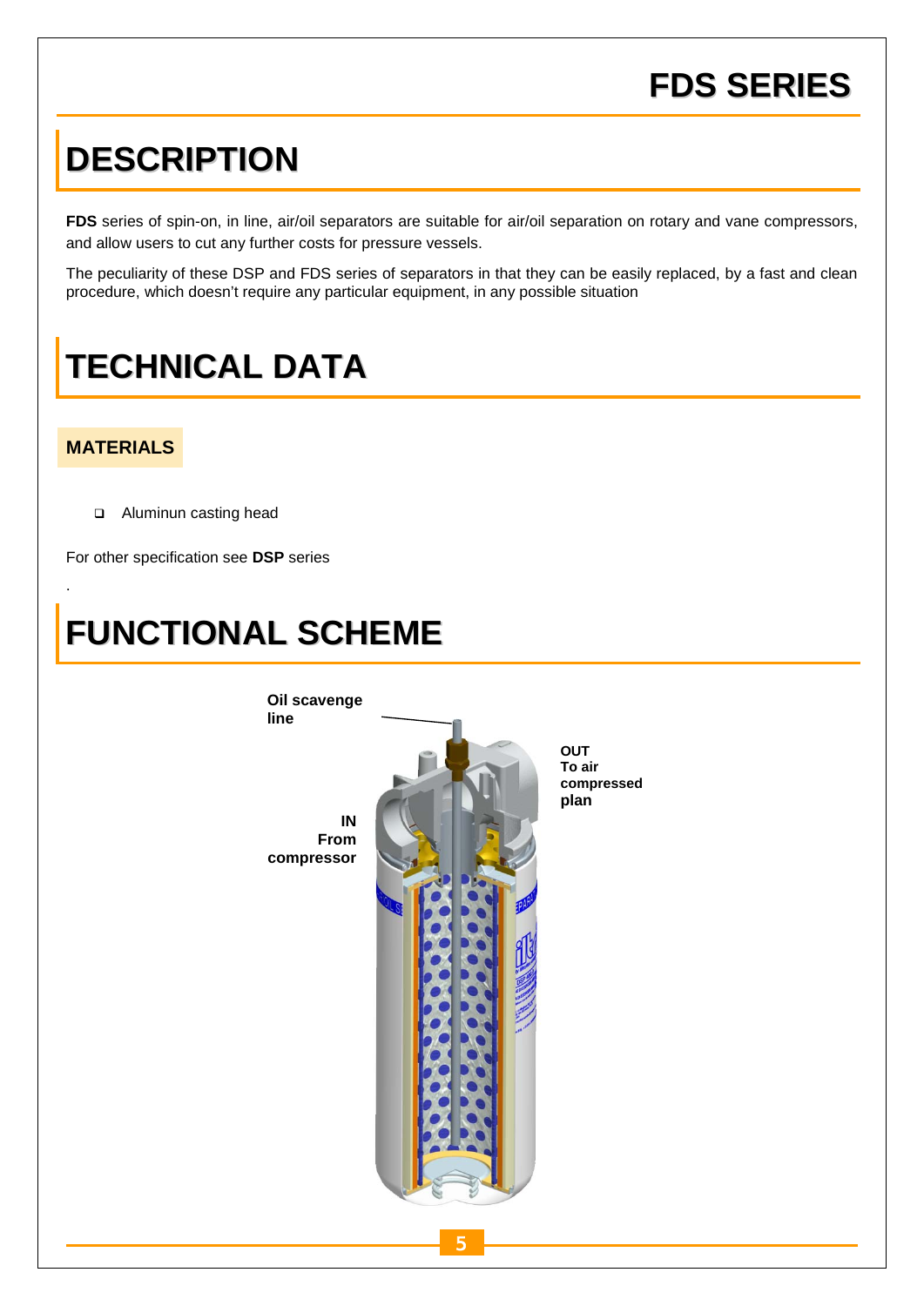# FDS SERIES

# DESCRIPTION

**FDS** series of spin-on, in line, air/oil separators are suitable for air/oil separation on rotary and vane compressors, and allow users to cut any further costs for pressure vessels.

The peculiarity of these DSP and FDS series of separators in that they can be easily replaced, by a fast and clean procedure, which doesn't require any particular equipment, in any possible situation

# TECHNICAL DATA

## MATERIALS

- Aluminun casting head

For other specification see **DSP** series

.

# FUNCTIONAL SCHEME

**Oil scavenge line**

**IN From compressor**

**OUT To air compressed plan**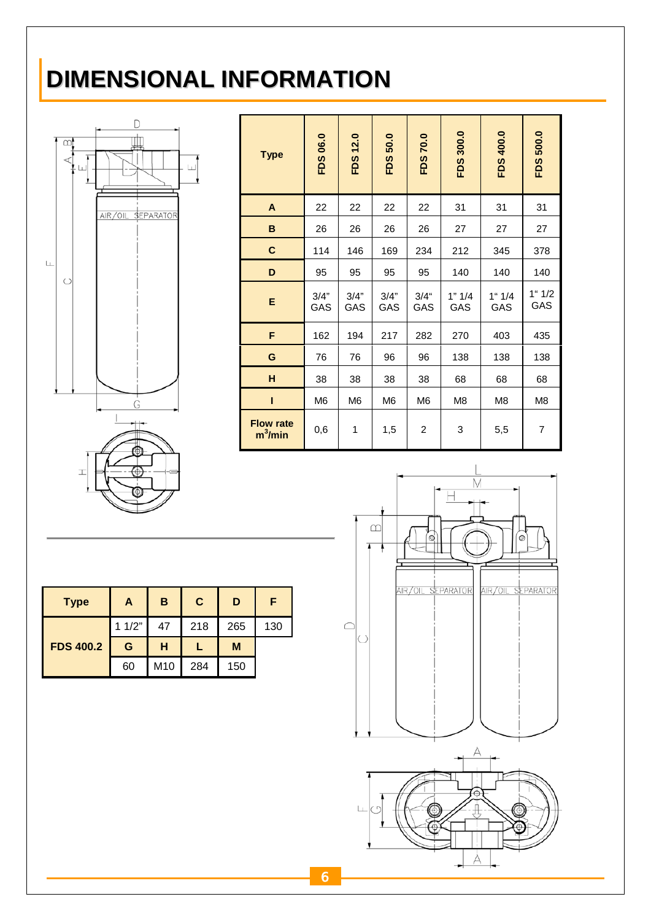# DIMENSIONAL INFORMATION

| Type | FDS 06.0 | FDS 12.0 | FDS 50.0 | FDS 70.0 | FDS 300.0 | FDS 400.0 | FDS 500.0 |
|---|---|---|---|---|---|---|---|
| A | 22 | 22 | 22 | 22 | 31 | 31 | 31 |
| B | 26 | 26 | 26 | 26 | 27 | 27 | 27 |
| C | 114 | 146 | 169 | 234 | 212 | 345 | 378 |
| D | 95 | 95 | 95 | 95 | 140 | 140 | 140 |
| E | 3/4" GAS | 3/4" GAS | 3/4" GAS | 3/4" GAS | 1" 1/4 GAS | 1" 1/4 GAS | 1" 1/2 GAS |
| F | 162 | 194 | 217 | 282 | 270 | 403 | 435 |
| G | 76 | 76 | 96 | 96 | 138 | 138 | 138 |
| H | 38 | 38 | 38 | 38 | 68 | 68 | 68 |
| I | M6 | M6 | M6 | M6 | M8 | M8 | M8 |
| Flow rate $m^3$/min | 0,6 | 1 | 1,5 | 2 | 3 | 5,5 | 7 |

| Type | A | B | C | D | F |
|---|---|---|---|---|---|
| FDS 400.2 | 1 1/2" | 47 | 218 | 265 | 130 |
| | G | H | L | M | |
| | 60 | M10 | 284 | 150 | |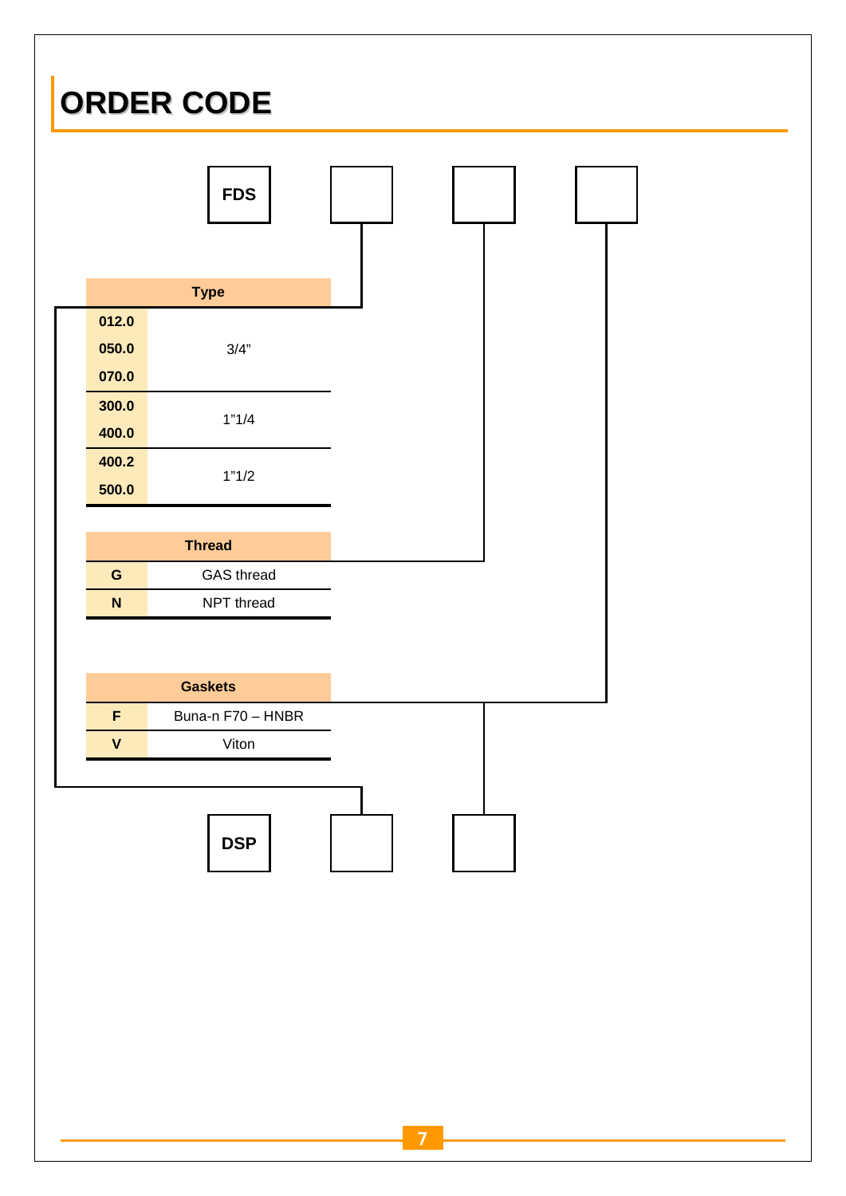# ORDER CODE

FDS

| Type | |
|---|---|
| 012.0 | 3/4” |
| 050.0 | |
| 070.0 | |
| 300.0 | 1”1/4 |
| 400.0 | |
| 400.2 | 1”1/2 |
| 500.0 | |

| Thread | |
|---|---|
| G | GAS thread |
| N | NPT thread |

| Gaskets | |
|---|---|
| F | Buna-n F70 – HNBR |
| V | Viton |

DSP